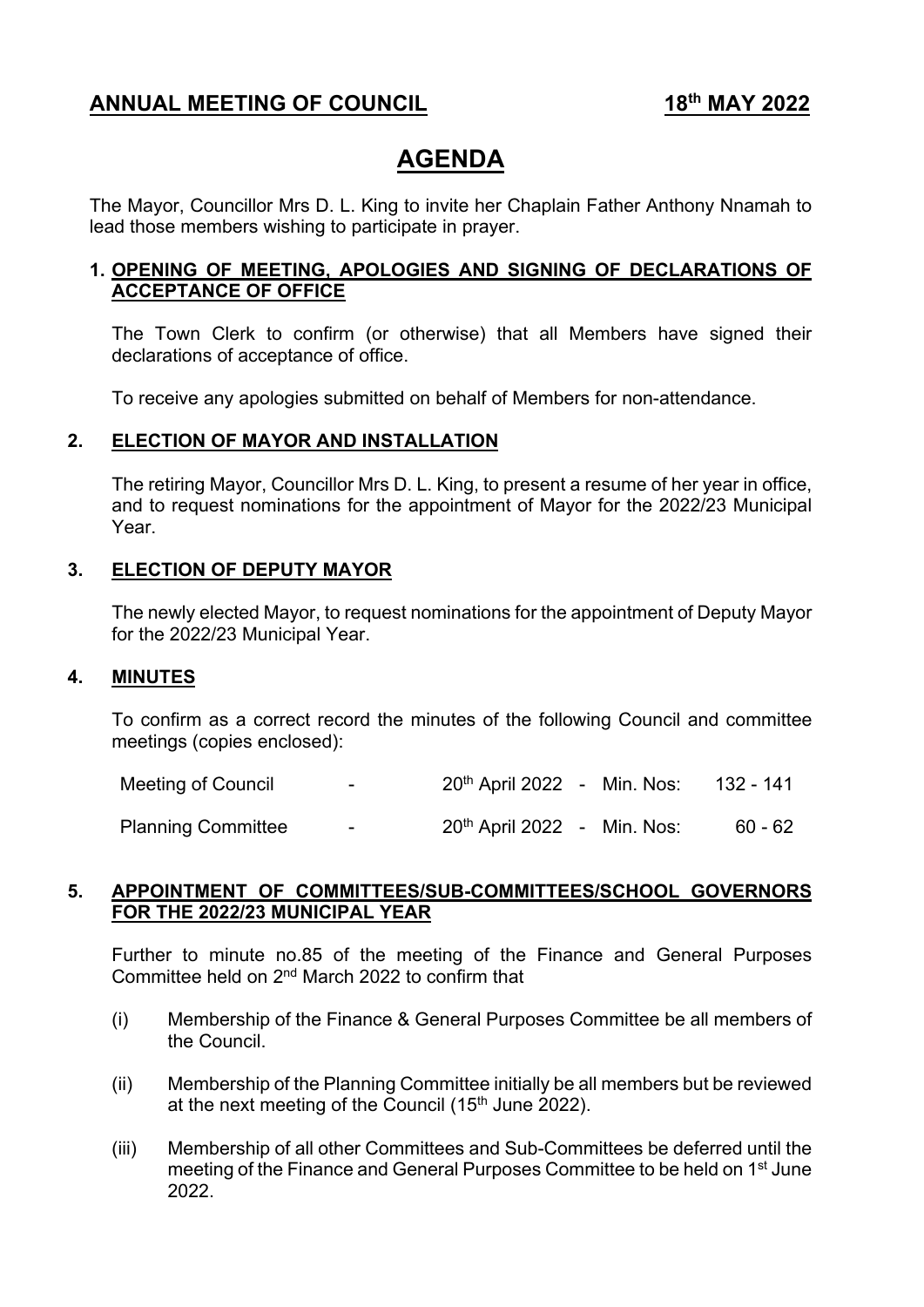## ANNUAL MEETING OF COUNCIL — 18th MAY 2022

# AGENDA

The Mayor, Councillor Mrs D. L. King to invite her Chaplain Father Anthony Nnamah to lead those members wishing to participate in prayer.

### 1. OPENING OF MEETING, APOLOGIES AND SIGNING OF DECLARATIONS OF ACCEPTANCE OF OFFICE

The Town Clerk to confirm (or otherwise) that all Members have signed their declarations of acceptance of office.

To receive any apologies submitted on behalf of Members for non-attendance.

### 2. ELECTION OF MAYOR AND INSTALLATION

The retiring Mayor, Councillor Mrs D. L. King, to present a resume of her year in office, and to request nominations for the appointment of Mayor for the 2022/23 Municipal Year.

### 3. ELECTION OF DEPUTY MAYOR

The newly elected Mayor, to request nominations for the appointment of Deputy Mayor for the 2022/23 Municipal Year.

### 4. MINUTES

To confirm as a correct record the minutes of the following Council and committee meetings (copies enclosed):

| Meeting | | Date | | | Min. Nos |
|---|---|---|---|---|---|
| Meeting of Council | - | 20th April 2022 | - | Min. Nos: | 132 - 141 |
| Planning Committee | - | 20th April 2022 | - | Min. Nos: | 60 - 62 |

### 5. APPOINTMENT OF COMMITTEES/SUB-COMMITTEES/SCHOOL GOVERNORS FOR THE 2022/23 MUNICIPAL YEAR

Further to minute no.85 of the meeting of the Finance and General Purposes Committee held on 2nd March 2022 to confirm that

(i) Membership of the Finance & General Purposes Committee be all members of the Council.

(ii) Membership of the Planning Committee initially be all members but be reviewed at the next meeting of the Council (15th June 2022).

(iii) Membership of all other Committees and Sub-Committees be deferred until the meeting of the Finance and General Purposes Committee to be held on 1st June 2022.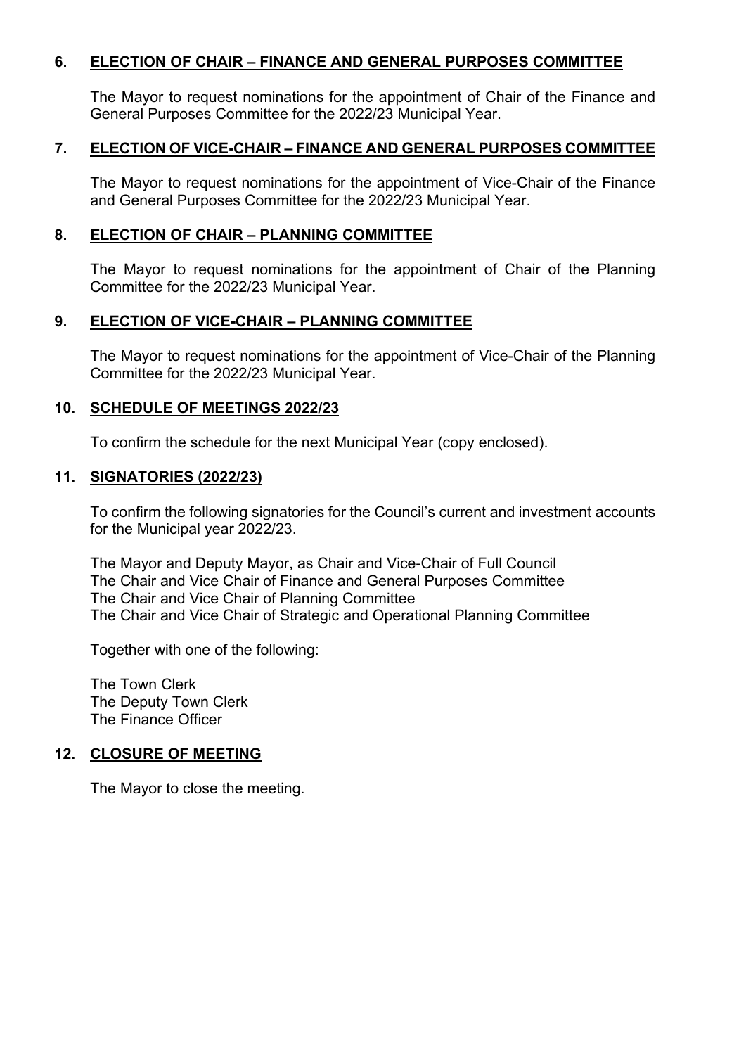## 6. ELECTION OF CHAIR – FINANCE AND GENERAL PURPOSES COMMITTEE

The Mayor to request nominations for the appointment of Chair of the Finance and General Purposes Committee for the 2022/23 Municipal Year.

## 7. ELECTION OF VICE-CHAIR – FINANCE AND GENERAL PURPOSES COMMITTEE

The Mayor to request nominations for the appointment of Vice-Chair of the Finance and General Purposes Committee for the 2022/23 Municipal Year.

## 8. ELECTION OF CHAIR – PLANNING COMMITTEE

The Mayor to request nominations for the appointment of Chair of the Planning Committee for the 2022/23 Municipal Year.

## 9. ELECTION OF VICE-CHAIR – PLANNING COMMITTEE

The Mayor to request nominations for the appointment of Vice-Chair of the Planning Committee for the 2022/23 Municipal Year.

## 10. SCHEDULE OF MEETINGS 2022/23

To confirm the schedule for the next Municipal Year (copy enclosed).

## 11. SIGNATORIES (2022/23)

To confirm the following signatories for the Council's current and investment accounts for the Municipal year 2022/23.

The Mayor and Deputy Mayor, as Chair and Vice-Chair of Full Council
The Chair and Vice Chair of Finance and General Purposes Committee
The Chair and Vice Chair of Planning Committee
The Chair and Vice Chair of Strategic and Operational Planning Committee

Together with one of the following:

The Town Clerk
The Deputy Town Clerk
The Finance Officer

## 12. CLOSURE OF MEETING

The Mayor to close the meeting.